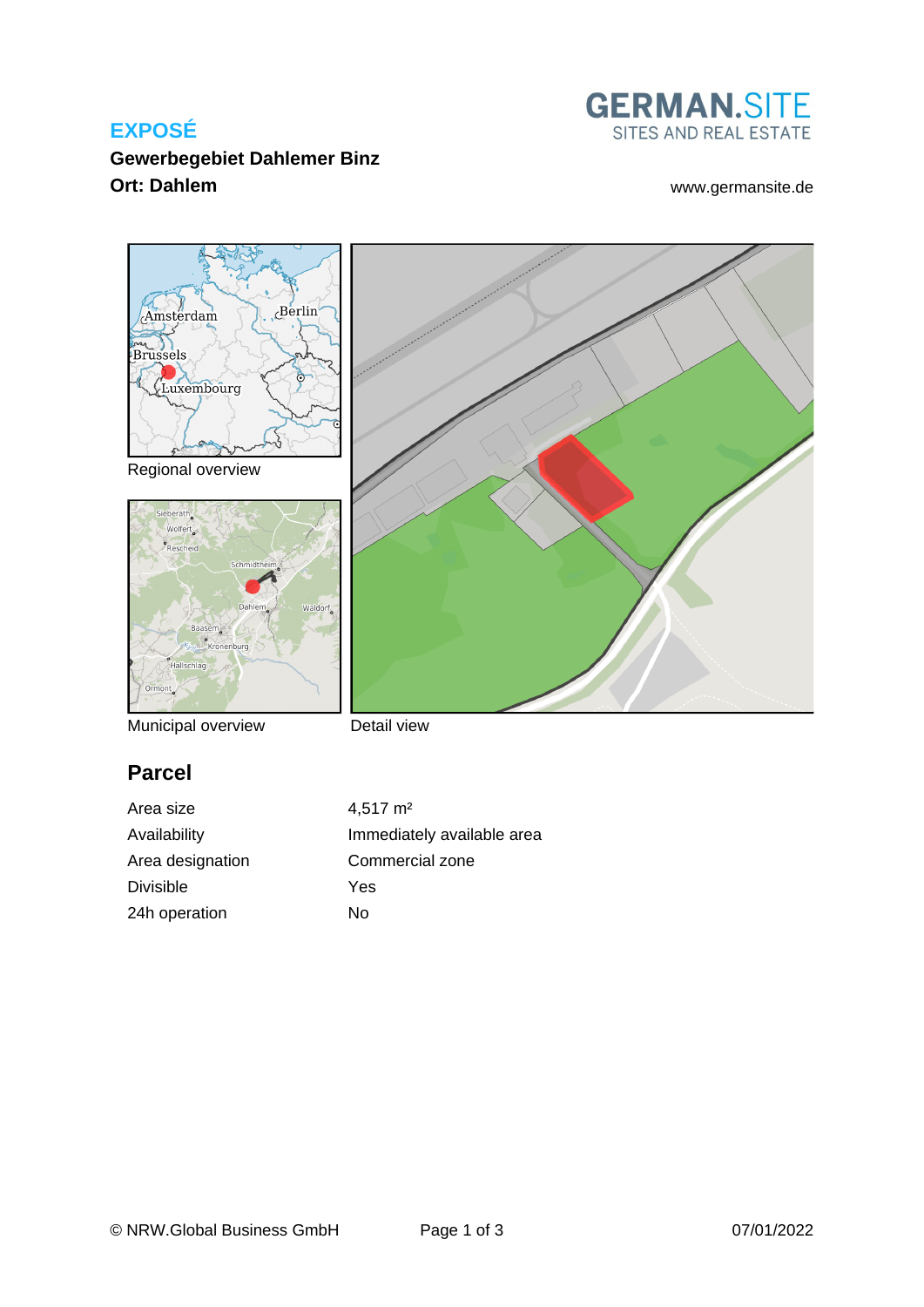# EXPOSÉ

**Gewerbegebiet Dahlemer Binz**
**Ort: Dahlem**

GERMAN.SITE
SITES AND REAL ESTATE

www.germansite.de

Regional overview

Municipal overview

Detail view

## Parcel

| | |
|---|---|
| Area size | 4,517 m² |
| Availability | Immediately available area |
| Area designation | Commercial zone |
| Divisible | Yes |
| 24h operation | No |

© NRW.Global Business GmbH 07/01/2022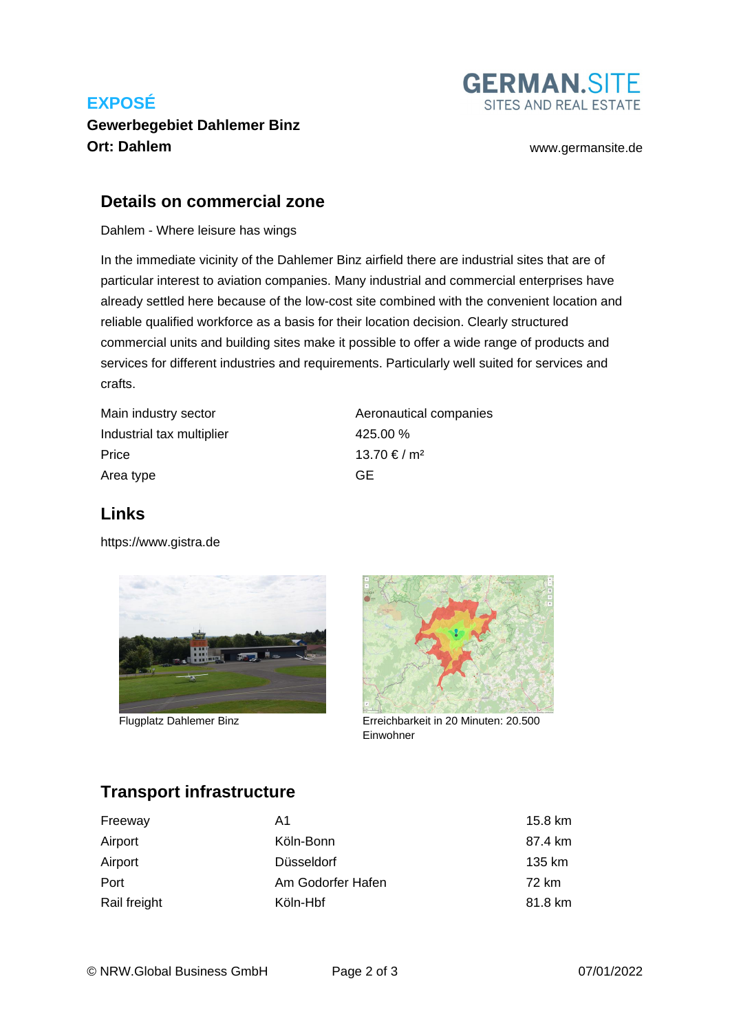# EXPOSÉ

**Gewerbegebiet Dahlemer Binz**
**Ort: Dahlem**

## Details on commercial zone

Dahlem - Where leisure has wings

In the immediate vicinity of the Dahlemer Binz airfield there are industrial sites that are of particular interest to aviation companies. Many industrial and commercial enterprises have already settled here because of the low-cost site combined with the convenient location and reliable qualified workforce as a basis for their location decision. Clearly structured commercial units and building sites make it possible to offer a wide range of products and services for different industries and requirements. Particularly well suited for services and crafts.

| | |
|---|---|
| Main industry sector | Aeronautical companies |
| Industrial tax multiplier | 425.00 % |
| Price | 13.70 € / m² |
| Area type | GE |

## Links

https://www.gistra.de

Flugplatz Dahlemer Binz

Erreichbarkeit in 20 Minuten: 20.500 Einwohner

## Transport infrastructure

| | | |
|---|---|---|
| Freeway | A1 | 15.8 km |
| Airport | Köln-Bonn | 87.4 km |
| Airport | Düsseldorf | 135 km |
| Port | Am Godorfer Hafen | 72 km |
| Rail freight | Köln-Hbf | 81.8 km |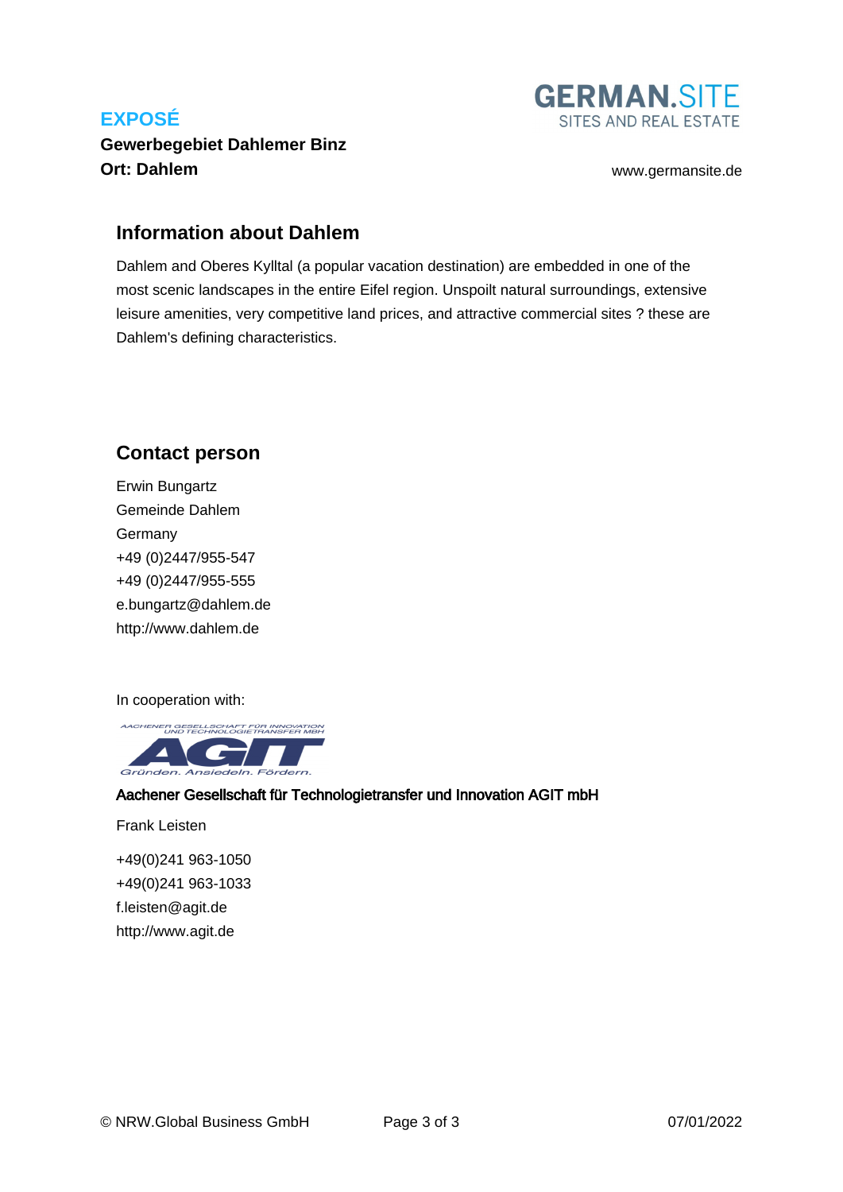## Information about Dahlem

Dahlem and Oberes Kylltal (a popular vacation destination) are embedded in one of the most scenic landscapes in the entire Eifel region. Unspoilt natural surroundings, extensive leisure amenities, very competitive land prices, and attractive commercial sites ? these are Dahlem's defining characteristics.

## Contact person

Erwin Bungartz
Gemeinde Dahlem
Germany
+49 (0)2447/955-547
+49 (0)2447/955-555
e.bungartz@dahlem.de
http://www.dahlem.de

In cooperation with:

Aachener Gesellschaft für Technologietransfer und Innovation AGIT mbH

Frank Leisten

+49(0)241 963-1050
+49(0)241 963-1033
f.leisten@agit.de
http://www.agit.de